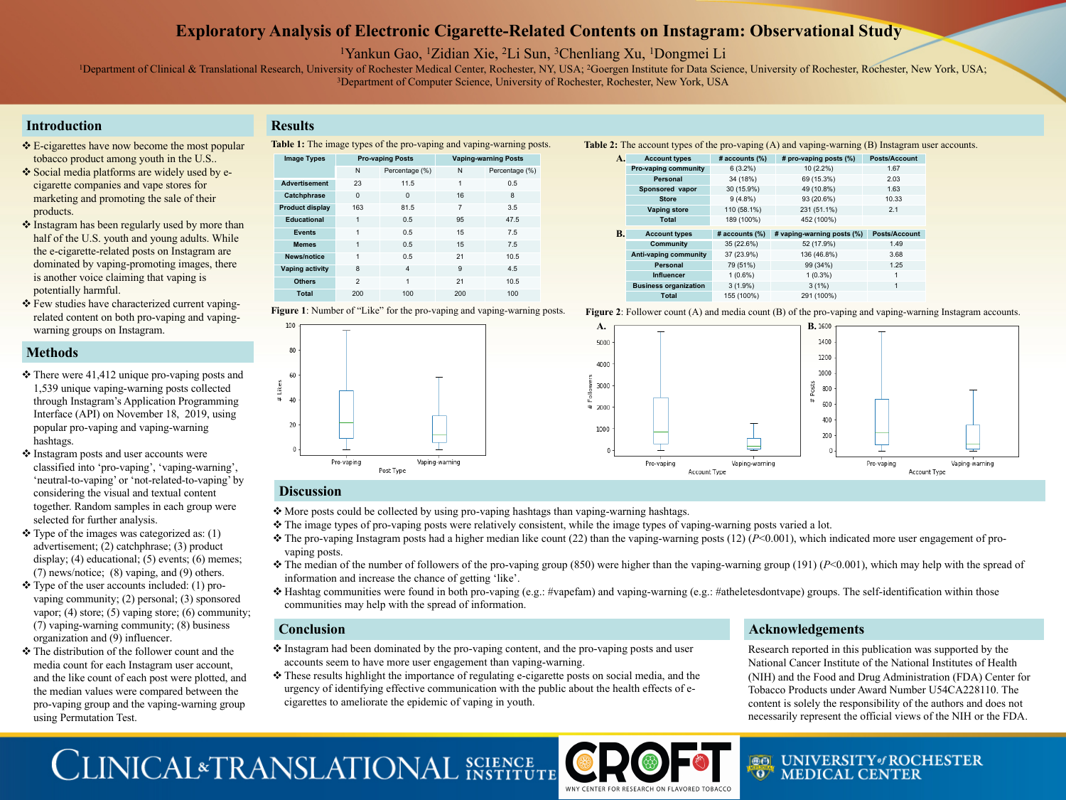# Exploratory Analysis of Electronic Cigarette-Related Contents on Instagram: Observational Study

[1]Yankun Gao, [1]Zidian Xie, [2]Li Sun, [3]Chenliang Xu, [1]Dongmei Li

[1]Department of Clinical & Translational Research, University of Rochester Medical Center, Rochester, NY, USA; [2]Goergen Institute for Data Science, University of Rochester, Rochester, New York, USA; [3]Department of Computer Science, University of Rochester, Rochester, New York, USA

## Introduction

- E-cigarettes have now become the most popular tobacco product among youth in the U.S..
- Social media platforms are widely used by e-cigarette companies and vape stores for marketing and promoting the sale of their products.
- Instagram has been regularly used by more than half of the U.S. youth and young adults. While the e-cigarette-related posts on Instagram are dominated by vaping-promoting images, there is another voice claiming that vaping is potentially harmful.
- Few studies have characterized current vaping-related content on both pro-vaping and vaping-warning groups on Instagram.

## Methods

- There were 41,412 unique pro-vaping posts and 1,539 unique vaping-warning posts collected through Instagram's Application Programming Interface (API) on November 18, 2019, using popular pro-vaping and vaping-warning hashtags.
- Instagram posts and user accounts were classified into 'pro-vaping', 'vaping-warning', 'neutral-to-vaping' or 'not-related-to-vaping' by considering the visual and textual content together. Random samples in each group were selected for further analysis.
- Type of the images was categorized as: (1) advertisement; (2) catchphrase; (3) product display; (4) educational; (5) events; (6) memes; (7) news/notice; (8) vaping, and (9) others.
- Type of the user accounts included: (1) pro-vaping community; (2) personal; (3) sponsored vapor; (4) store; (5) vaping store; (6) community; (7) vaping-warning community; (8) business organization and (9) influencer.
- The distribution of the follower count and the media count for each Instagram user account, and the like count of each post were plotted, and the median values were compared between the pro-vaping group and the vaping-warning group using Permutation Test.

## Results

**Table 1:** The image types of the pro-vaping and vaping-warning posts.

| Image Types | Pro-vaping Posts | | Vaping-warning Posts | |
|---|---|---|---|---|
| | N | Percentage (%) | N | Percentage (%) |
| Advertisement | 23 | 11.5 | 1 | 0.5 |
| Catchphrase | 0 | 0 | 16 | 8 |
| Product display | 163 | 81.5 | 7 | 3.5 |
| Educational | 1 | 0.5 | 95 | 47.5 |
| Events | 1 | 0.5 | 15 | 7.5 |
| Memes | 1 | 0.5 | 15 | 7.5 |
| News/notice | 1 | 0.5 | 21 | 10.5 |
| Vaping activity | 8 | 4 | 9 | 4.5 |
| Others | 2 | 1 | 21 | 10.5 |
| Total | 200 | 100 | 200 | 100 |

**Table 2:** The account types of the pro-vaping (A) and vaping-warning (B) Instagram user accounts.

**A.**

| Account types | # accounts (%) | # pro-vaping posts (%) | Posts/Account |
|---|---|---|---|
| Pro-vaping community | 6 (3.2%) | 10 (2.2%) | 1.67 |
| Personal | 34 (18%) | 69 (15.3%) | 2.03 |
| Sponsored vapor | 30 (15.9%) | 49 (10.8%) | 1.63 |
| Store | 9 (4.8%) | 93 (20.6%) | 10.33 |
| Vaping store | 110 (58.1%) | 231 (51.1%) | 2.1 |
| Total | 189 (100%) | 452 (100%) | |

**B.**

| Account types | # accounts (%) | # vaping-warning posts (%) | Posts/Account |
|---|---|---|---|
| Community | 35 (22.6%) | 52 (17.9%) | 1.49 |
| Anti-vaping community | 37 (23.9%) | 136 (46.8%) | 3.68 |
| Personal | 79 (51%) | 99 (34%) | 1.25 |
| Influencer | 1 (0.6%) | 1 (0.3%) | 1 |
| Business organization | 3 (1.9%) | 3 (1%) | 1 |
| Total | 155 (100%) | 291 (100%) | |

**Figure 1**: Number of "Like" for the pro-vaping and vaping-warning posts.

**Figure 2**: Follower count (A) and media count (B) of the pro-vaping and vaping-warning Instagram accounts.

## Discussion

- More posts could be collected by using pro-vaping hashtags than vaping-warning hashtags.
- The image types of pro-vaping posts were relatively consistent, while the image types of vaping-warning posts varied a lot.
- The pro-vaping Instagram posts had a higher median like count (22) than the vaping-warning posts (12) ($P<0.001$), which indicated more user engagement of pro-vaping posts.
- The median of the number of followers of the pro-vaping group (850) were higher than the vaping-warning group (191) ($P<0.001$), which may help with the spread of information and increase the chance of getting 'like'.
- Hashtag communities were found in both pro-vaping (e.g.: #vapefam) and vaping-warning (e.g.: #atheletesdontvape) groups. The self-identification within those communities may help with the spread of information.

## Conclusion

- Instagram had been dominated by the pro-vaping content, and the pro-vaping posts and user accounts seem to have more user engagement than vaping-warning.
- These results highlight the importance of regulating e-cigarette posts on social media, and the urgency of identifying effective communication with the public about the health effects of e-cigarettes to ameliorate the epidemic of vaping in youth.

## Acknowledgements

Research reported in this publication was supported by the National Cancer Institute of the National Institutes of Health (NIH) and the Food and Drug Administration (FDA) Center for Tobacco Products under Award Number U54CA228110. The content is solely the responsibility of the authors and does not necessarily represent the official views of the NIH or the FDA.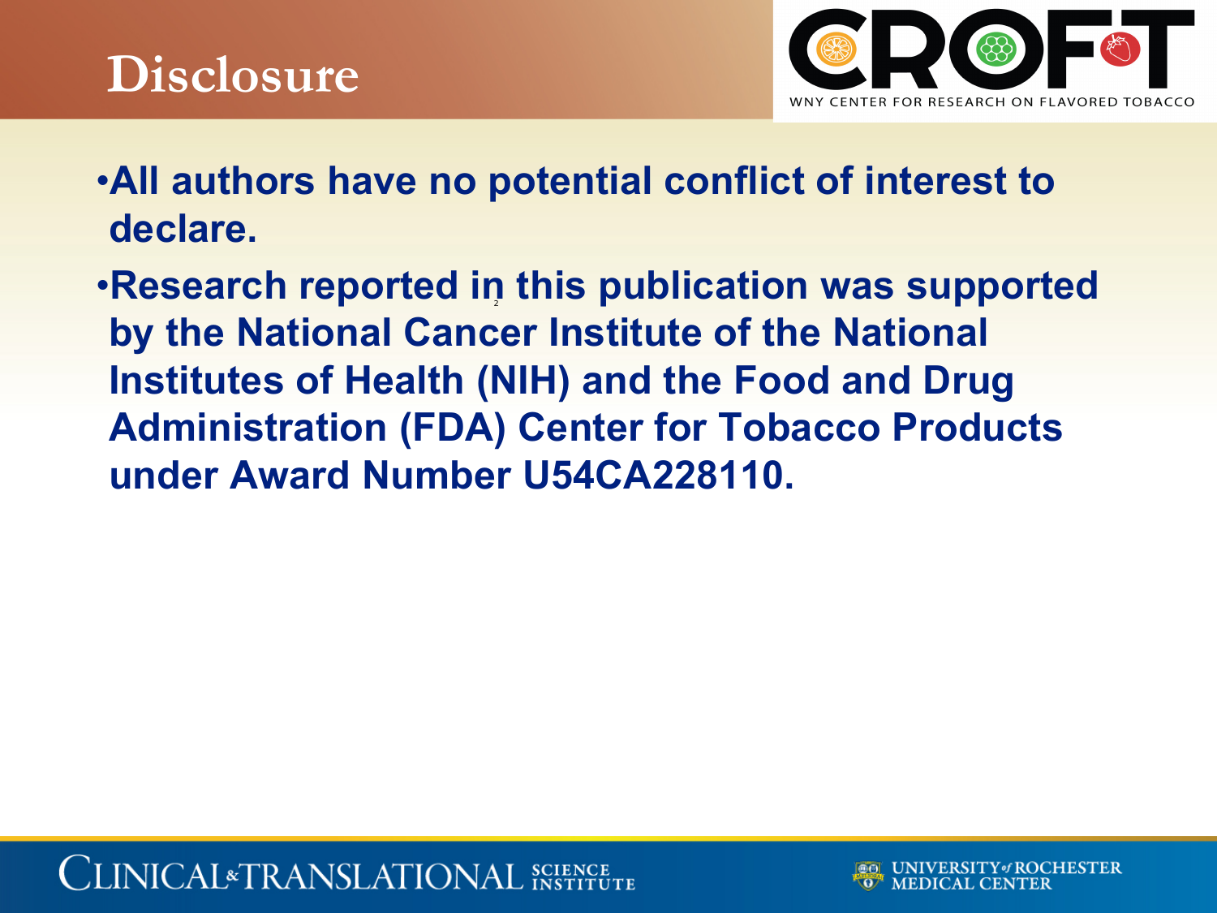# Disclosure

- All authors have no potential conflict of interest to declare.
- Research reported in this publication was supported by the National Cancer Institute of the National Institutes of Health (NIH) and the Food and Drug Administration (FDA) Center for Tobacco Products under Award Number U54CA228110.